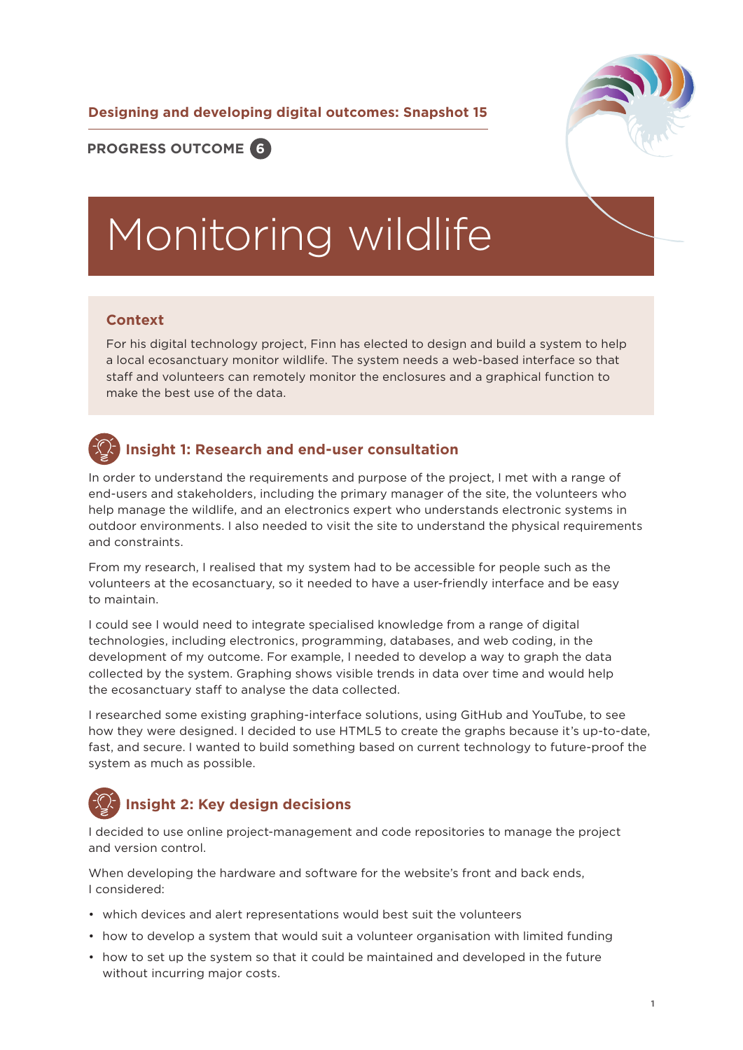Designing and developing digital outcomes: Snapshot 15

PROGRESS OUTCOME 6

# Monitoring wildlife

## Context

For his digital technology project, Finn has elected to design and build a system to help a local ecosanctuary monitor wildlife. The system needs a web-based interface so that staff and volunteers can remotely monitor the enclosures and a graphical function to make the best use of the data.

## Insight 1: Research and end-user consultation

In order to understand the requirements and purpose of the project, I met with a range of end-users and stakeholders, including the primary manager of the site, the volunteers who help manage the wildlife, and an electronics expert who understands electronic systems in outdoor environments. I also needed to visit the site to understand the physical requirements and constraints.

From my research, I realised that my system had to be accessible for people such as the volunteers at the ecosanctuary, so it needed to have a user-friendly interface and be easy to maintain.

I could see I would need to integrate specialised knowledge from a range of digital technologies, including electronics, programming, databases, and web coding, in the development of my outcome. For example, I needed to develop a way to graph the data collected by the system. Graphing shows visible trends in data over time and would help the ecosanctuary staff to analyse the data collected.

I researched some existing graphing-interface solutions, using GitHub and YouTube, to see how they were designed. I decided to use HTML5 to create the graphs because it's up-to-date, fast, and secure. I wanted to build something based on current technology to future-proof the system as much as possible.

## Insight 2: Key design decisions

I decided to use online project-management and code repositories to manage the project and version control.

When developing the hardware and software for the website's front and back ends, I considered:

- which devices and alert representations would best suit the volunteers
- how to develop a system that would suit a volunteer organisation with limited funding
- how to set up the system so that it could be maintained and developed in the future without incurring major costs.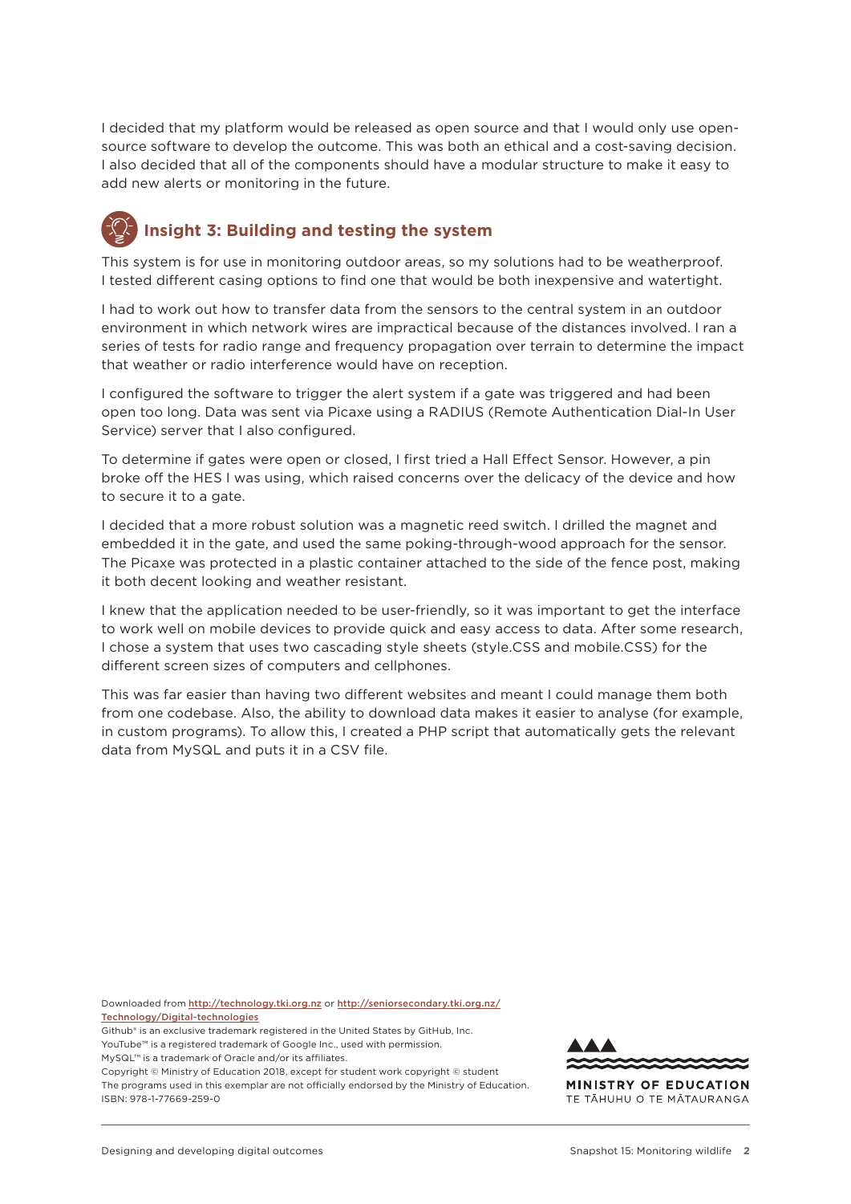I decided that my platform would be released as open source and that I would only use open-source software to develop the outcome. This was both an ethical and a cost-saving decision. I also decided that all of the components should have a modular structure to make it easy to add new alerts or monitoring in the future.

## Insight 3: Building and testing the system

This system is for use in monitoring outdoor areas, so my solutions had to be weatherproof. I tested different casing options to find one that would be both inexpensive and watertight.

I had to work out how to transfer data from the sensors to the central system in an outdoor environment in which network wires are impractical because of the distances involved. I ran a series of tests for radio range and frequency propagation over terrain to determine the impact that weather or radio interference would have on reception.

I configured the software to trigger the alert system if a gate was triggered and had been open too long. Data was sent via Picaxe using a RADIUS (Remote Authentication Dial-In User Service) server that I also configured.

To determine if gates were open or closed, I first tried a Hall Effect Sensor. However, a pin broke off the HES I was using, which raised concerns over the delicacy of the device and how to secure it to a gate.

I decided that a more robust solution was a magnetic reed switch. I drilled the magnet and embedded it in the gate, and used the same poking-through-wood approach for the sensor. The Picaxe was protected in a plastic container attached to the side of the fence post, making it both decent looking and weather resistant.

I knew that the application needed to be user-friendly, so it was important to get the interface to work well on mobile devices to provide quick and easy access to data. After some research, I chose a system that uses two cascading style sheets (style.CSS and mobile.CSS) for the different screen sizes of computers and cellphones.

This was far easier than having two different websites and meant I could manage them both from one codebase. Also, the ability to download data makes it easier to analyse (for example, in custom programs). To allow this, I created a PHP script that automatically gets the relevant data from MySQL and puts it in a CSV file.

Downloaded from http://technology.tki.org.nz or http://seniorsecondary.tki.org.nz/Technology/Digital-technologies
Github® is an exclusive trademark registered in the United States by GitHub, Inc.
YouTube™ is a registered trademark of Google Inc., used with permission.
MySQL™ is a trademark of Oracle and/or its affiliates.
Copyright © Ministry of Education 2018, except for student work copyright © student
The programs used in this exemplar are not officially endorsed by the Ministry of Education.
ISBN: 978-1-77669-259-0

MINISTRY OF EDUCATION
TE TĀHUHU O TE MĀTAURANGA